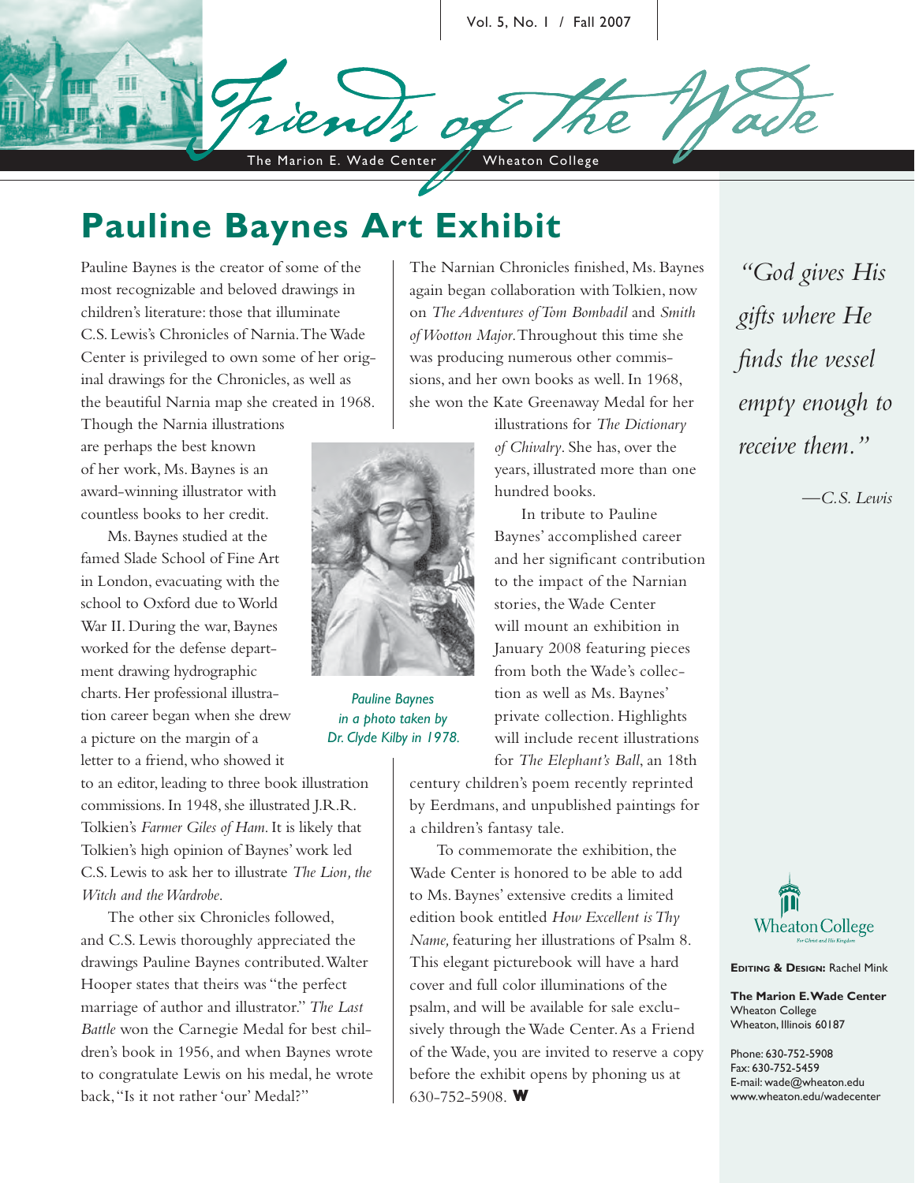# Friends of the Wade

The Marion E. Wade Center — Wheaton College

Vol. 5, No. 1 / Fall 2007

## Pauline Baynes Art Exhibit

Pauline Baynes is the creator of some of the most recognizable and beloved drawings in children's literature: those that illuminate C.S. Lewis's Chronicles of Narnia. The Wade Center is privileged to own some of her original drawings for the Chronicles, as well as the beautiful Narnia map she created in 1968. Though the Narnia illustrations are perhaps the best known of her work, Ms. Baynes is an award-winning illustrator with countless books to her credit.

Ms. Baynes studied at the famed Slade School of Fine Art in London, evacuating with the school to Oxford due to World War II. During the war, Baynes worked for the defense department drawing hydrographic charts. Her professional illustration career began when she drew a picture on the margin of a letter to a friend, who showed it to an editor, leading to three book illustration commissions. In 1948, she illustrated J.R.R. Tolkien's *Farmer Giles of Ham*. It is likely that Tolkien's high opinion of Baynes' work led C.S. Lewis to ask her to illustrate *The Lion, the Witch and the Wardrobe*.

*Pauline Baynes in a photo taken by Dr. Clyde Kilby in 1978.*

The other six Chronicles followed, and C.S. Lewis thoroughly appreciated the drawings Pauline Baynes contributed. Walter Hooper states that theirs was "the perfect marriage of author and illustrator." *The Last Battle* won the Carnegie Medal for best children's book in 1956, and when Baynes wrote to congratulate Lewis on his medal, he wrote back, "Is it not rather 'our' Medal?"

The Narnian Chronicles finished, Ms. Baynes again began collaboration with Tolkien, now on *The Adventures of Tom Bombadil* and *Smith of Wootton Major*. Throughout this time she was producing numerous other commissions, and her own books as well. In 1968, she won the Kate Greenaway Medal for her illustrations for *The Dictionary of Chivalry*. She has, over the years, illustrated more than one hundred books.

In tribute to Pauline Baynes' accomplished career and her significant contribution to the impact of the Narnian stories, the Wade Center will mount an exhibition in January 2008 featuring pieces from both the Wade's collection as well as Ms. Baynes' private collection. Highlights will include recent illustrations for *The Elephant's Ball*, an 18th century children's poem recently reprinted by Eerdmans, and unpublished paintings for a children's fantasy tale.

To commemorate the exhibition, the Wade Center is honored to be able to add to Ms. Baynes' extensive credits a limited edition book entitled *How Excellent is Thy Name,* featuring her illustrations of Psalm 8. This elegant picturebook will have a hard cover and full color illuminations of the psalm, and will be available for sale exclusively through the Wade Center. As a Friend of the Wade, you are invited to reserve a copy before the exhibit opens by phoning us at 630-752-5908. **W**

*"God gives His gifts where He finds the vessel empty enough to receive them."*

*—C.S. Lewis*

Wheaton College

**EDITING & DESIGN:** Rachel Mink

**The Marion E. Wade Center**
Wheaton College
Wheaton, Illinois 60187

Phone: 630-752-5908
Fax: 630-752-5459
E-mail: wade@wheaton.edu
www.wheaton.edu/wadecenter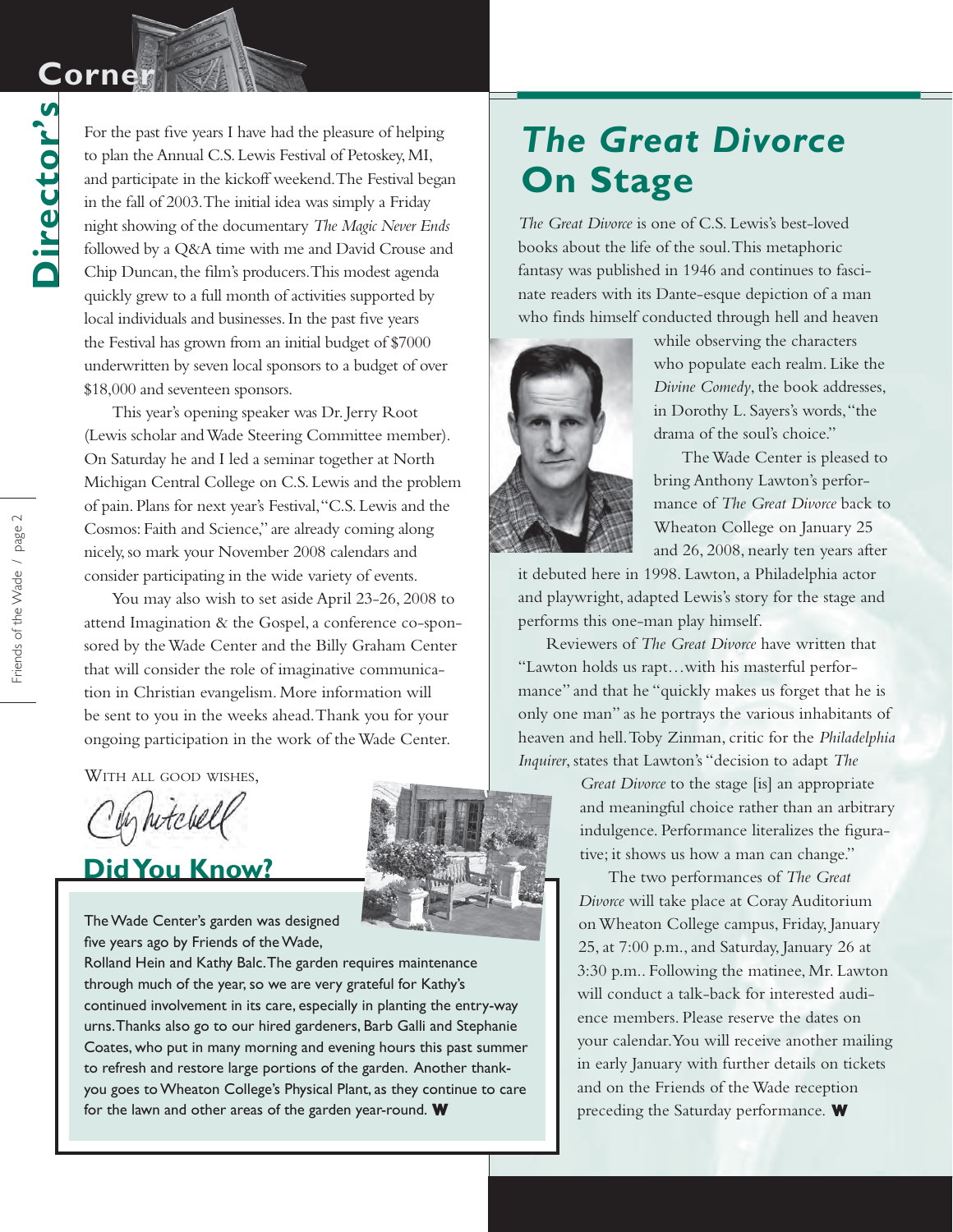# Director's Corner

For the past five years I have had the pleasure of helping to plan the Annual C.S. Lewis Festival of Petoskey, MI, and participate in the kickoff weekend. The Festival began in the fall of 2003. The initial idea was simply a Friday night showing of the documentary *The Magic Never Ends* followed by a Q&A time with me and David Crouse and Chip Duncan, the film's producers. This modest agenda quickly grew to a full month of activities supported by local individuals and businesses. In the past five years the Festival has grown from an initial budget of $7000 underwritten by seven local sponsors to a budget of over $18,000 and seventeen sponsors.

This year's opening speaker was Dr. Jerry Root (Lewis scholar and Wade Steering Committee member). On Saturday he and I led a seminar together at North Michigan Central College on C.S. Lewis and the problem of pain. Plans for next year's Festival, "C.S. Lewis and the Cosmos: Faith and Science," are already coming along nicely, so mark your November 2008 calendars and consider participating in the wide variety of events.

You may also wish to set aside April 23-26, 2008 to attend Imagination & the Gospel, a conference co-sponsored by the Wade Center and the Billy Graham Center that will consider the role of imaginative communication in Christian evangelism. More information will be sent to you in the weeks ahead. Thank you for your ongoing participation in the work of the Wade Center.

With all good wishes,

Chris Mitchell

## Did You Know?

The Wade Center's garden was designed five years ago by Friends of the Wade, Rolland Hein and Kathy Balc. The garden requires maintenance through much of the year, so we are very grateful for Kathy's continued involvement in its care, especially in planting the entry-way urns. Thanks also go to our hired gardeners, Barb Galli and Stephanie Coates, who put in many morning and evening hours this past summer to refresh and restore large portions of the garden. Another thank-you goes to Wheaton College's Physical Plant, as they continue to care for the lawn and other areas of the garden year-round. **W**

# *The Great Divorce* On Stage

*The Great Divorce* is one of C.S. Lewis's best-loved books about the life of the soul. This metaphoric fantasy was published in 1946 and continues to fascinate readers with its Dante-esque depiction of a man who finds himself conducted through hell and heaven while observing the characters who populate each realm. Like the *Divine Comedy*, the book addresses, in Dorothy L. Sayers's words, "the drama of the soul's choice."

The Wade Center is pleased to bring Anthony Lawton's performance of *The Great Divorce* back to Wheaton College on January 25 and 26, 2008, nearly ten years after it debuted here in 1998. Lawton, a Philadelphia actor and playwright, adapted Lewis's story for the stage and performs this one-man play himself.

Reviewers of *The Great Divorce* have written that "Lawton holds us rapt…with his masterful performance" and that he "quickly makes us forget that he is only one man" as he portrays the various inhabitants of heaven and hell. Toby Zinman, critic for the *Philadelphia Inquirer*, states that Lawton's "decision to adapt *The Great Divorce* to the stage [is] an appropriate and meaningful choice rather than an arbitrary indulgence. Performance literalizes the figurative; it shows us how a man can change."

The two performances of *The Great Divorce* will take place at Coray Auditorium on Wheaton College campus, Friday, January 25, at 7:00 p.m., and Saturday, January 26 at 3:30 p.m.. Following the matinee, Mr. Lawton will conduct a talk-back for interested audience members. Please reserve the dates on your calendar. You will receive another mailing in early January with further details on tickets and on the Friends of the Wade reception preceding the Saturday performance. **W**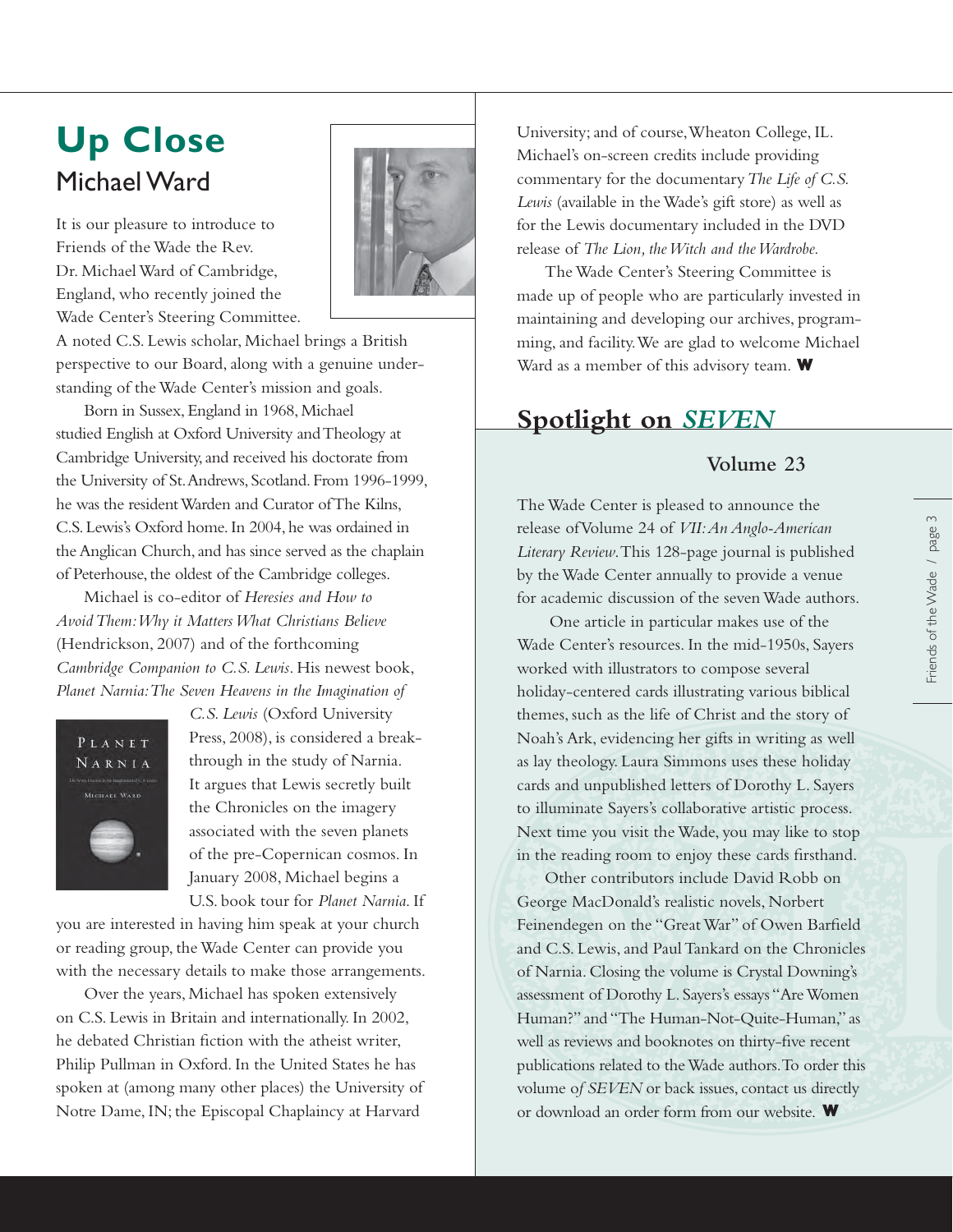# Up Close

## Michael Ward

It is our pleasure to introduce to Friends of the Wade the Rev. Dr. Michael Ward of Cambridge, England, who recently joined the Wade Center's Steering Committee. A noted C.S. Lewis scholar, Michael brings a British perspective to our Board, along with a genuine understanding of the Wade Center's mission and goals.

Born in Sussex, England in 1968, Michael studied English at Oxford University and Theology at Cambridge University, and received his doctorate from the University of St. Andrews, Scotland. From 1996-1999, he was the resident Warden and Curator of The Kilns, C.S. Lewis's Oxford home. In 2004, he was ordained in the Anglican Church, and has since served as the chaplain of Peterhouse, the oldest of the Cambridge colleges.

Michael is co-editor of *Heresies and How to Avoid Them: Why it Matters What Christians Believe* (Hendrickson, 2007) and of the forthcoming *Cambridge Companion to C.S. Lewis*. His newest book, *Planet Narnia: The Seven Heavens in the Imagination of C.S. Lewis* (Oxford University Press, 2008), is considered a breakthrough in the study of Narnia. It argues that Lewis secretly built the Chronicles on the imagery associated with the seven planets of the pre-Copernican cosmos. In January 2008, Michael begins a U.S. book tour for *Planet Narnia*. If you are interested in having him speak at your church or reading group, the Wade Center can provide you with the necessary details to make those arrangements.

Over the years, Michael has spoken extensively on C.S. Lewis in Britain and internationally. In 2002, he debated Christian fiction with the atheist writer, Philip Pullman in Oxford. In the United States he has spoken at (among many other places) the University of Notre Dame, IN; the Episcopal Chaplaincy at Harvard University; and of course, Wheaton College, IL. Michael's on-screen credits include providing commentary for the documentary *The Life of C.S. Lewis* (available in the Wade's gift store) as well as for the Lewis documentary included in the DVD release of *The Lion, the Witch and the Wardrobe.*

The Wade Center's Steering Committee is made up of people who are particularly invested in maintaining and developing our archives, programming, and facility. We are glad to welcome Michael Ward as a member of this advisory team. **W**

# Spotlight on *SEVEN*

### Volume 23

The Wade Center is pleased to announce the release of Volume 24 of *VII: An Anglo-American Literary Review*. This 128-page journal is published by the Wade Center annually to provide a venue for academic discussion of the seven Wade authors.

One article in particular makes use of the Wade Center's resources. In the mid-1950s, Sayers worked with illustrators to compose several holiday-centered cards illustrating various biblical themes, such as the life of Christ and the story of Noah's Ark, evidencing her gifts in writing as well as lay theology. Laura Simmons uses these holiday cards and unpublished letters of Dorothy L. Sayers to illuminate Sayers's collaborative artistic process. Next time you visit the Wade, you may like to stop in the reading room to enjoy these cards firsthand.

Other contributors include David Robb on George MacDonald's realistic novels, Norbert Feinendegen on the "Great War" of Owen Barfield and C.S. Lewis, and Paul Tankard on the Chronicles of Narnia. Closing the volume is Crystal Downing's assessment of Dorothy L. Sayers's essays "Are Women Human?" and "The Human-Not-Quite-Human," as well as reviews and booknotes on thirty-five recent publications related to the Wade authors. To order this volume of *SEVEN* or back issues, contact us directly or download an order form from our website. **W**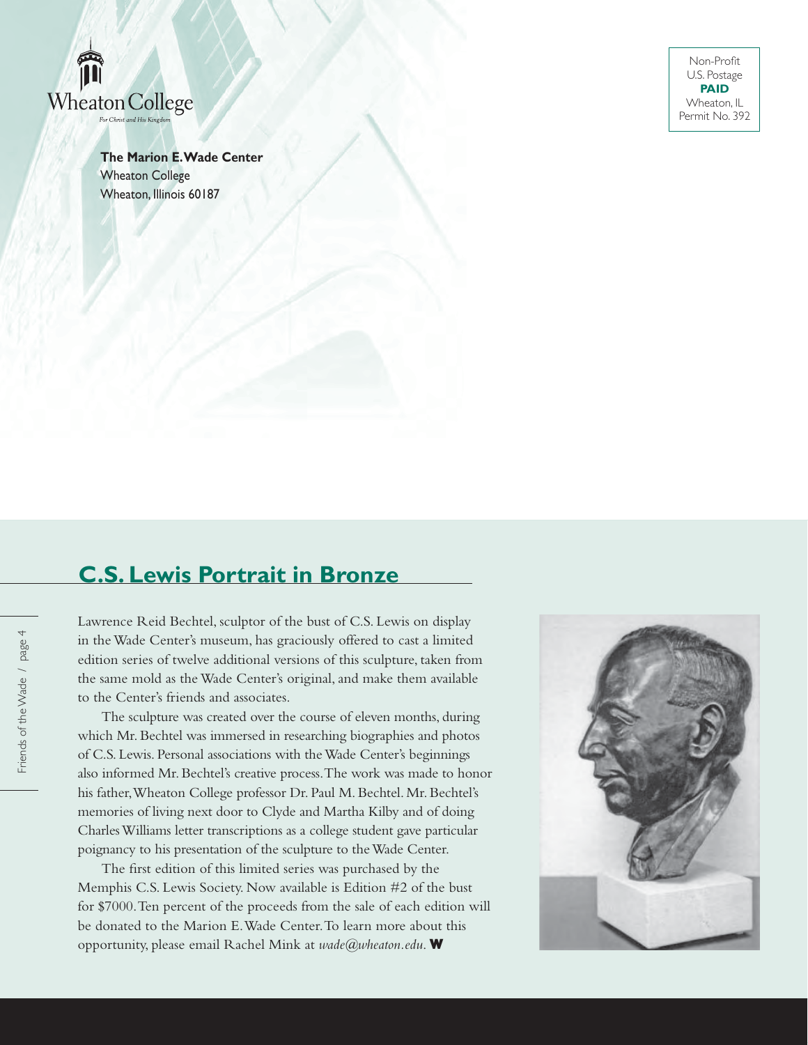Wheaton College

For Christ and His Kingdom

**The Marion E. Wade Center**
Wheaton College
Wheaton, Illinois 60187

Non-Profit
U.S. Postage
**PAID**
Wheaton, IL
Permit No. 392

## C.S. Lewis Portrait in Bronze

Lawrence Reid Bechtel, sculptor of the bust of C.S. Lewis on display in the Wade Center's museum, has graciously offered to cast a limited edition series of twelve additional versions of this sculpture, taken from the same mold as the Wade Center's original, and make them available to the Center's friends and associates.

The sculpture was created over the course of eleven months, during which Mr. Bechtel was immersed in researching biographies and photos of C.S. Lewis. Personal associations with the Wade Center's beginnings also informed Mr. Bechtel's creative process. The work was made to honor his father, Wheaton College professor Dr. Paul M. Bechtel. Mr. Bechtel's memories of living next door to Clyde and Martha Kilby and of doing Charles Williams letter transcriptions as a college student gave particular poignancy to his presentation of the sculpture to the Wade Center.

The first edition of this limited series was purchased by the Memphis C.S. Lewis Society. Now available is Edition #2 of the bust for $7000. Ten percent of the proceeds from the sale of each edition will be donated to the Marion E. Wade Center. To learn more about this opportunity, please email Rachel Mink at *wade@wheaton.edu*. **W**